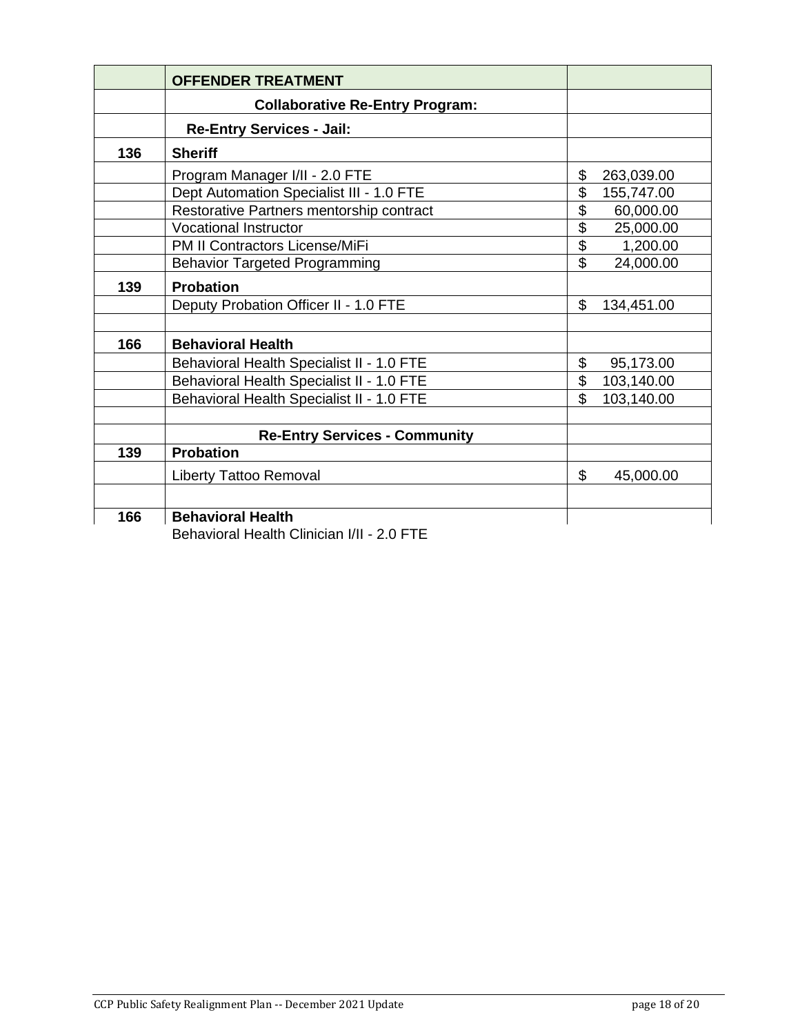| | | |
|---|---|---|
| | **OFFENDER TREATMENT** | |
| | **Collaborative Re-Entry Program:** | |
| | **Re-Entry Services - Jail:** | |
| **136** | **Sheriff** | |
| | Program Manager I/II - 2.0 FTE | $ 263,039.00 |
| | Dept Automation Specialist III - 1.0 FTE | $ 155,747.00 |
| | Restorative Partners mentorship contract | $ 60,000.00 |
| | Vocational Instructor | $ 25,000.00 |
| | PM II Contractors License/MiFi | $ 1,200.00 |
| | Behavior Targeted Programming | $ 24,000.00 |
| **139** | **Probation** | |
| | Deputy Probation Officer II - 1.0 FTE | $ 134,451.00 |
| | | |
| **166** | **Behavioral Health** | |
| | Behavioral Health Specialist II - 1.0 FTE | $ 95,173.00 |
| | Behavioral Health Specialist II - 1.0 FTE | $ 103,140.00 |
| | Behavioral Health Specialist II - 1.0 FTE | $ 103,140.00 |
| | | |
| | **Re-Entry Services - Community** | |
| **139** | **Probation** | |
| | Liberty Tattoo Removal | $ 45,000.00 |
| | | |
| **166** | **Behavioral Health** | |
| | Behavioral Health Clinician I/II - 2.0 FTE | |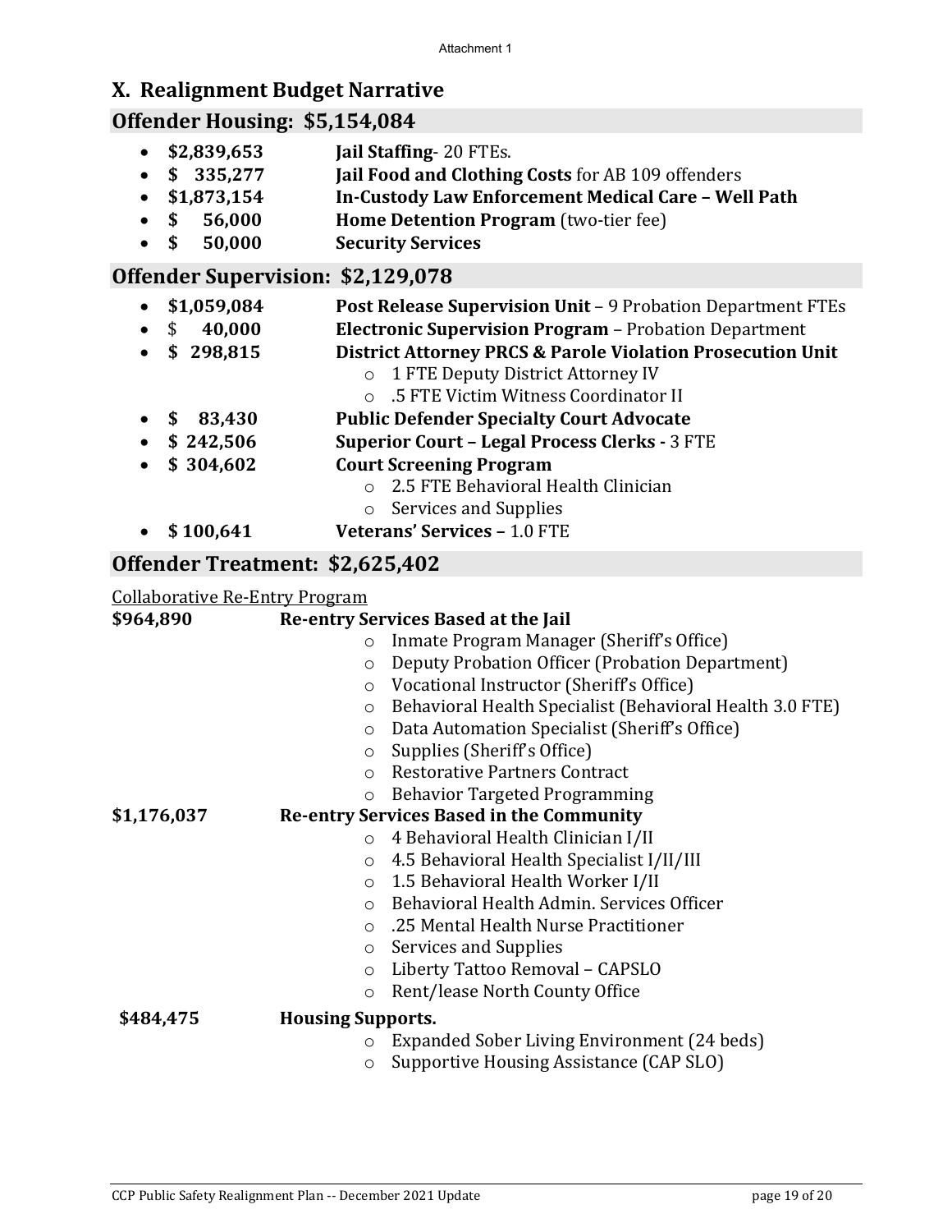# X. Realignment Budget Narrative

## Offender Housing: $5,154,084

- **$2,839,653** **Jail Staffing**- 20 FTEs.
- **$ 335,277** **Jail Food and Clothing Costs** for AB 109 offenders
- **$1,873,154** **In-Custody Law Enforcement Medical Care – Well Path**
- **$ 56,000** **Home Detention Program** (two-tier fee)
- **$ 50,000** **Security Services**

## Offender Supervision: $2,129,078

- **$1,059,084** **Post Release Supervision Unit** – 9 Probation Department FTEs
- $ **40,000** **Electronic Supervision Program** – Probation Department
- **$ 298,815** **District Attorney PRCS & Parole Violation Prosecution Unit**
  - 1 FTE Deputy District Attorney IV
  - .5 FTE Victim Witness Coordinator II
- **$ 83,430** **Public Defender Specialty Court Advocate**
- **$ 242,506** **Superior Court – Legal Process Clerks -** 3 FTE
- **$ 304,602** **Court Screening Program**
  - 2.5 FTE Behavioral Health Clinician
  - Services and Supplies
- **$ 100,641** **Veterans' Services –** 1.0 FTE

## Offender Treatment: $2,625,402

Collaborative Re-Entry Program

**$964,890** **Re-entry Services Based at the Jail**
- Inmate Program Manager (Sheriff's Office)
- Deputy Probation Officer (Probation Department)
- Vocational Instructor (Sheriff's Office)
- Behavioral Health Specialist (Behavioral Health 3.0 FTE)
- Data Automation Specialist (Sheriff's Office)
- Supplies (Sheriff's Office)
- Restorative Partners Contract
- Behavior Targeted Programming

**$1,176,037** **Re-entry Services Based in the Community**
- 4 Behavioral Health Clinician I/II
- 4.5 Behavioral Health Specialist I/II/III
- 1.5 Behavioral Health Worker I/II
- Behavioral Health Admin. Services Officer
- .25 Mental Health Nurse Practitioner
- Services and Supplies
- Liberty Tattoo Removal – CAPSLO
- Rent/lease North County Office

**$484,475** **Housing Supports.**
- Expanded Sober Living Environment (24 beds)
- Supportive Housing Assistance (CAP SLO)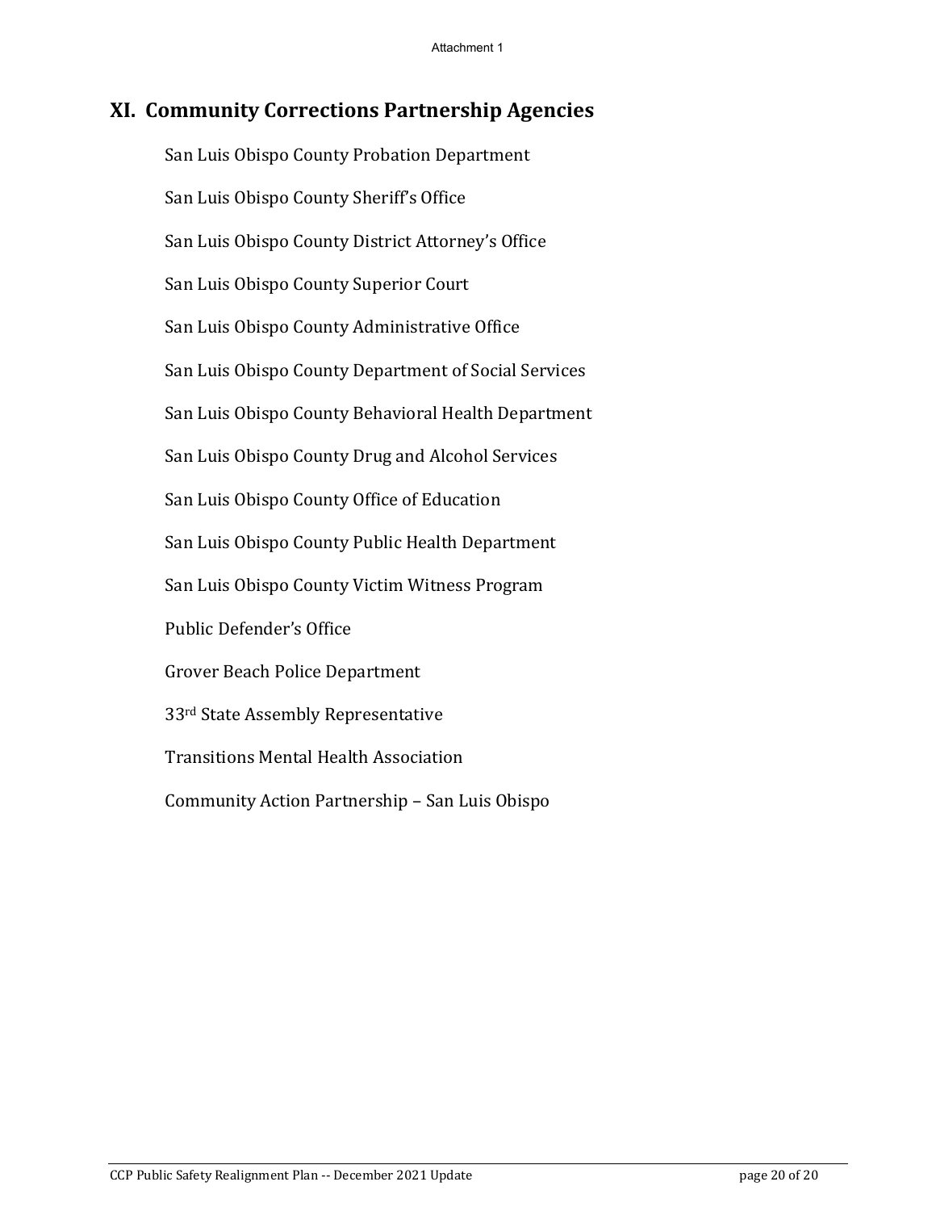## XI. Community Corrections Partnership Agencies

San Luis Obispo County Probation Department

San Luis Obispo County Sheriff's Office

San Luis Obispo County District Attorney's Office

San Luis Obispo County Superior Court

San Luis Obispo County Administrative Office

San Luis Obispo County Department of Social Services

San Luis Obispo County Behavioral Health Department

San Luis Obispo County Drug and Alcohol Services

San Luis Obispo County Office of Education

San Luis Obispo County Public Health Department

San Luis Obispo County Victim Witness Program

Public Defender's Office

Grover Beach Police Department

33rd State Assembly Representative

Transitions Mental Health Association

Community Action Partnership – San Luis Obispo